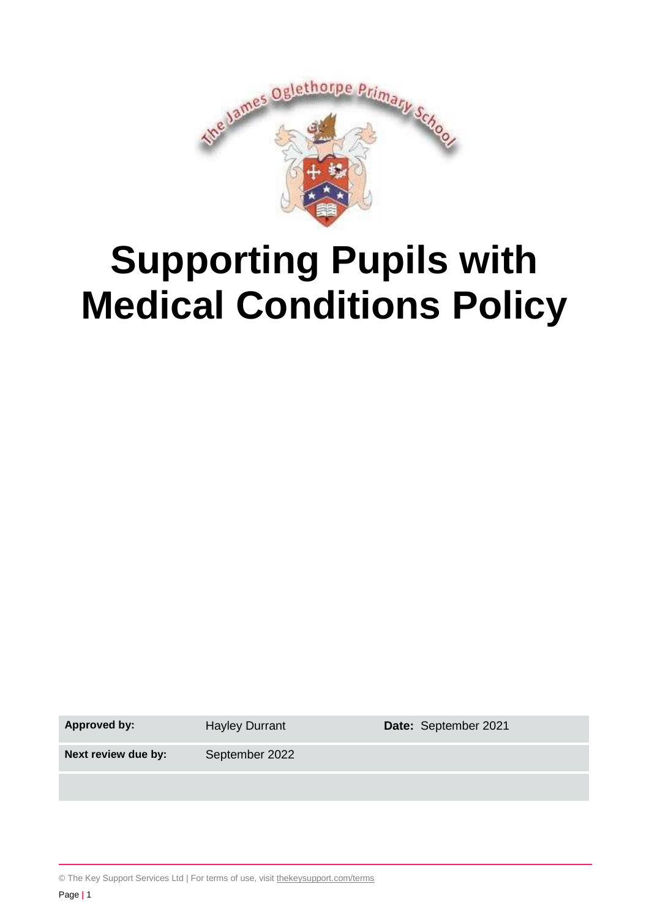# Supporting Pupils with Medical Conditions Policy

| | | | |
|---|---|---|---|
| **Approved by:** | Hayley Durrant | **Date:** September 2021 | |
| **Next review due by:** | September 2022 | | |
| | | | |

© The Key Support Services Ltd | For terms of use, visit thekeysupport.com/terms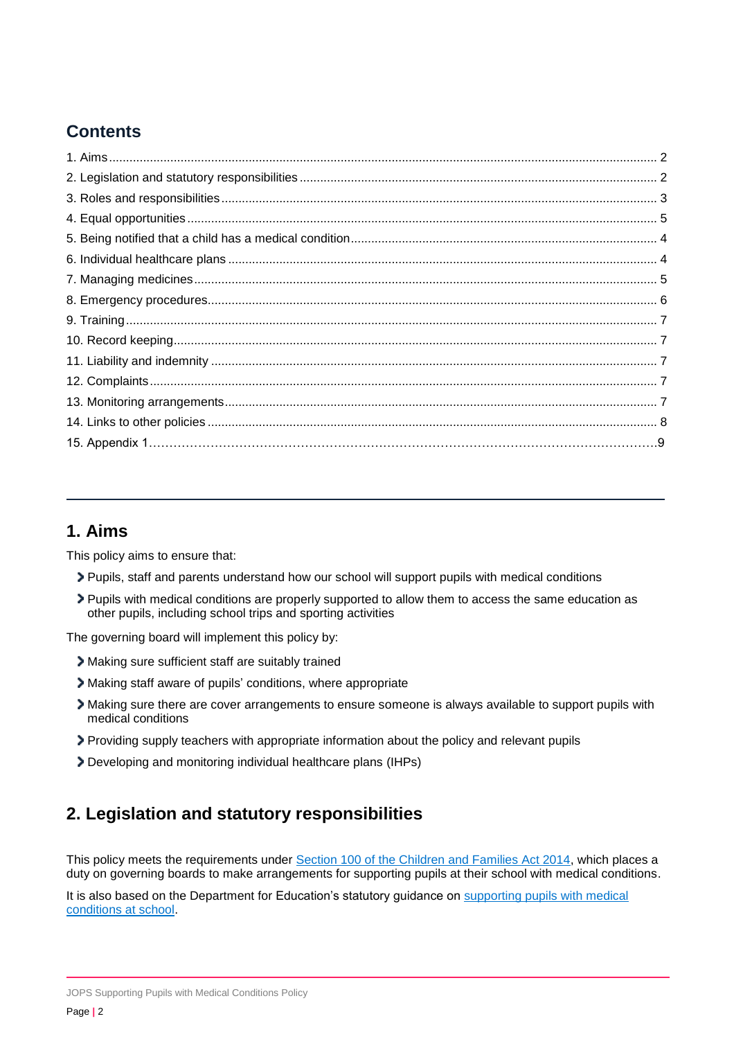## Contents

1. Aims ........ 2
2. Legislation and statutory responsibilities ........ 2
3. Roles and responsibilities ........ 3
4. Equal opportunities ........ 5
5. Being notified that a child has a medical condition ........ 4
6. Individual healthcare plans ........ 4
7. Managing medicines ........ 5
8. Emergency procedures ........ 6
9. Training ........ 7
10. Record keeping ........ 7
11. Liability and indemnity ........ 7
12. Complaints ........ 7
13. Monitoring arrangements ........ 7
14. Links to other policies ........ 8
15. Appendix 1 ........ 9

---

## 1. Aims

This policy aims to ensure that:

- Pupils, staff and parents understand how our school will support pupils with medical conditions
- Pupils with medical conditions are properly supported to allow them to access the same education as other pupils, including school trips and sporting activities

The governing board will implement this policy by:

- Making sure sufficient staff are suitably trained
- Making staff aware of pupils' conditions, where appropriate
- Making sure there are cover arrangements to ensure someone is always available to support pupils with medical conditions
- Providing supply teachers with appropriate information about the policy and relevant pupils
- Developing and monitoring individual healthcare plans (IHPs)

## 2. Legislation and statutory responsibilities

This policy meets the requirements under Section 100 of the Children and Families Act 2014, which places a duty on governing boards to make arrangements for supporting pupils at their school with medical conditions.

It is also based on the Department for Education's statutory guidance on supporting pupils with medical conditions at school.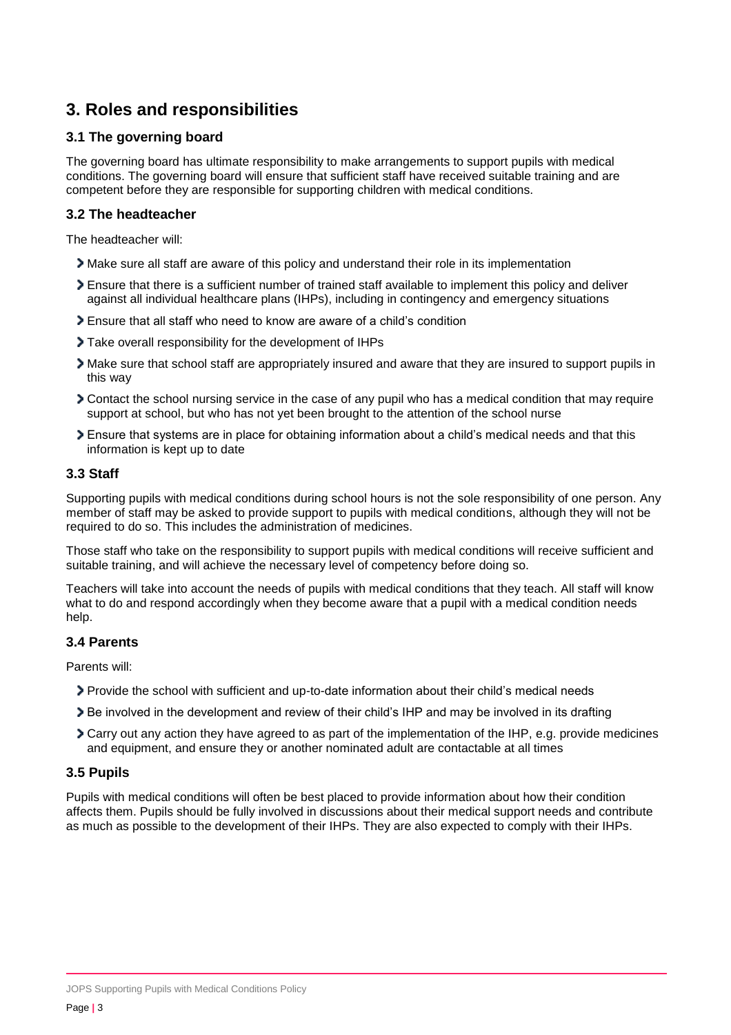# 3. Roles and responsibilities

## 3.1 The governing board

The governing board has ultimate responsibility to make arrangements to support pupils with medical conditions. The governing board will ensure that sufficient staff have received suitable training and are competent before they are responsible for supporting children with medical conditions.

## 3.2 The headteacher

The headteacher will:

- Make sure all staff are aware of this policy and understand their role in its implementation
- Ensure that there is a sufficient number of trained staff available to implement this policy and deliver against all individual healthcare plans (IHPs), including in contingency and emergency situations
- Ensure that all staff who need to know are aware of a child's condition
- Take overall responsibility for the development of IHPs
- Make sure that school staff are appropriately insured and aware that they are insured to support pupils in this way
- Contact the school nursing service in the case of any pupil who has a medical condition that may require support at school, but who has not yet been brought to the attention of the school nurse
- Ensure that systems are in place for obtaining information about a child's medical needs and that this information is kept up to date

## 3.3 Staff

Supporting pupils with medical conditions during school hours is not the sole responsibility of one person. Any member of staff may be asked to provide support to pupils with medical conditions, although they will not be required to do so. This includes the administration of medicines.

Those staff who take on the responsibility to support pupils with medical conditions will receive sufficient and suitable training, and will achieve the necessary level of competency before doing so.

Teachers will take into account the needs of pupils with medical conditions that they teach. All staff will know what to do and respond accordingly when they become aware that a pupil with a medical condition needs help.

## 3.4 Parents

Parents will:

- Provide the school with sufficient and up-to-date information about their child's medical needs
- Be involved in the development and review of their child's IHP and may be involved in its drafting
- Carry out any action they have agreed to as part of the implementation of the IHP, e.g. provide medicines and equipment, and ensure they or another nominated adult are contactable at all times

## 3.5 Pupils

Pupils with medical conditions will often be best placed to provide information about how their condition affects them. Pupils should be fully involved in discussions about their medical support needs and contribute as much as possible to the development of their IHPs. They are also expected to comply with their IHPs.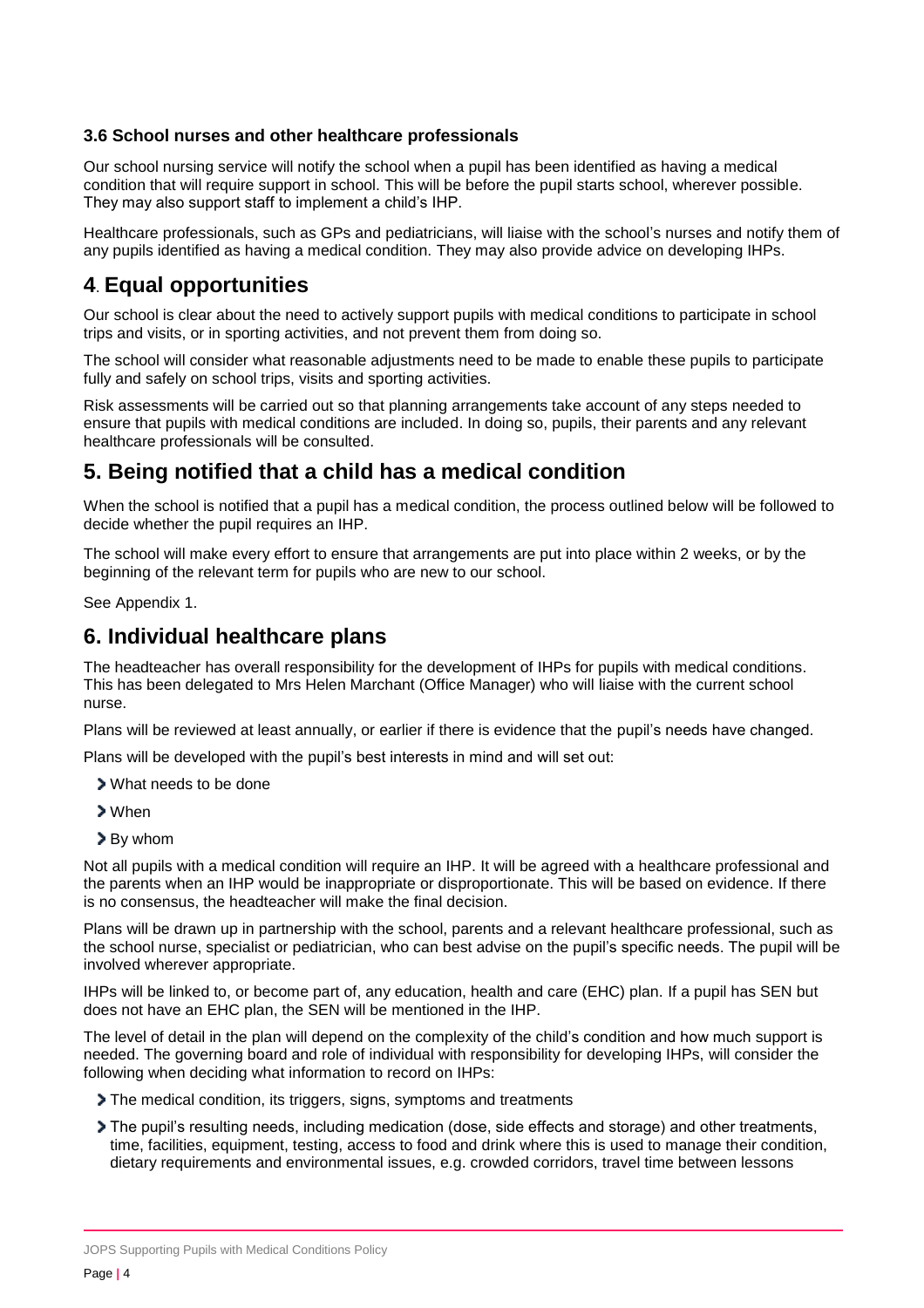### 3.6 School nurses and other healthcare professionals

Our school nursing service will notify the school when a pupil has been identified as having a medical condition that will require support in school. This will be before the pupil starts school, wherever possible. They may also support staff to implement a child's IHP.

Healthcare professionals, such as GPs and pediatricians, will liaise with the school's nurses and notify them of any pupils identified as having a medical condition. They may also provide advice on developing IHPs.

## 4. Equal opportunities

Our school is clear about the need to actively support pupils with medical conditions to participate in school trips and visits, or in sporting activities, and not prevent them from doing so.

The school will consider what reasonable adjustments need to be made to enable these pupils to participate fully and safely on school trips, visits and sporting activities.

Risk assessments will be carried out so that planning arrangements take account of any steps needed to ensure that pupils with medical conditions are included. In doing so, pupils, their parents and any relevant healthcare professionals will be consulted.

## 5. Being notified that a child has a medical condition

When the school is notified that a pupil has a medical condition, the process outlined below will be followed to decide whether the pupil requires an IHP.

The school will make every effort to ensure that arrangements are put into place within 2 weeks, or by the beginning of the relevant term for pupils who are new to our school.

See Appendix 1.

## 6. Individual healthcare plans

The headteacher has overall responsibility for the development of IHPs for pupils with medical conditions. This has been delegated to Mrs Helen Marchant (Office Manager) who will liaise with the current school nurse.

Plans will be reviewed at least annually, or earlier if there is evidence that the pupil's needs have changed.

Plans will be developed with the pupil's best interests in mind and will set out:

- What needs to be done
- When
- By whom

Not all pupils with a medical condition will require an IHP. It will be agreed with a healthcare professional and the parents when an IHP would be inappropriate or disproportionate. This will be based on evidence. If there is no consensus, the headteacher will make the final decision.

Plans will be drawn up in partnership with the school, parents and a relevant healthcare professional, such as the school nurse, specialist or pediatrician, who can best advise on the pupil's specific needs. The pupil will be involved wherever appropriate.

IHPs will be linked to, or become part of, any education, health and care (EHC) plan. If a pupil has SEN but does not have an EHC plan, the SEN will be mentioned in the IHP.

The level of detail in the plan will depend on the complexity of the child's condition and how much support is needed. The governing board and role of individual with responsibility for developing IHPs, will consider the following when deciding what information to record on IHPs:

- The medical condition, its triggers, signs, symptoms and treatments
- The pupil's resulting needs, including medication (dose, side effects and storage) and other treatments, time, facilities, equipment, testing, access to food and drink where this is used to manage their condition, dietary requirements and environmental issues, e.g. crowded corridors, travel time between lessons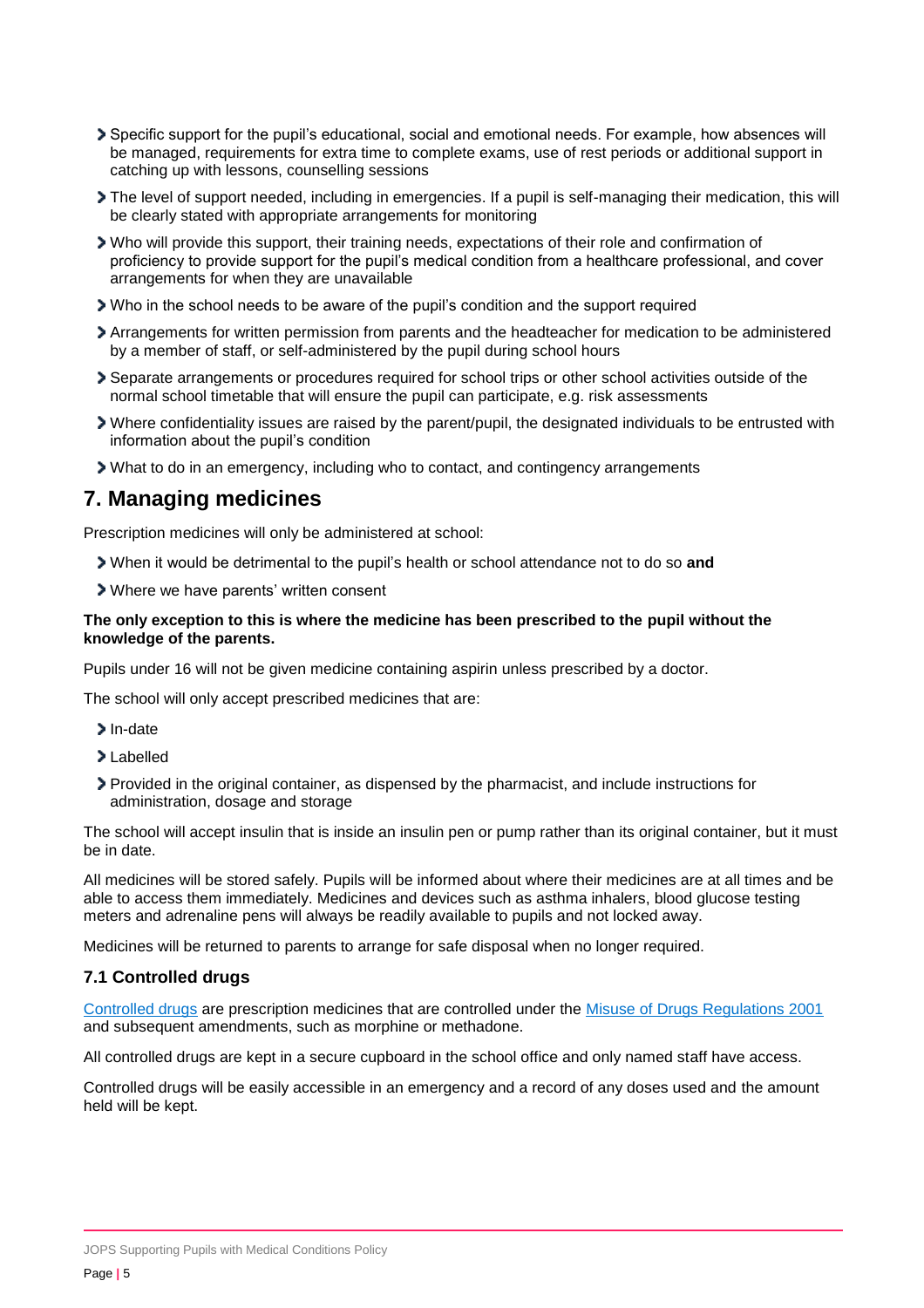- Specific support for the pupil's educational, social and emotional needs. For example, how absences will be managed, requirements for extra time to complete exams, use of rest periods or additional support in catching up with lessons, counselling sessions
- The level of support needed, including in emergencies. If a pupil is self-managing their medication, this will be clearly stated with appropriate arrangements for monitoring
- Who will provide this support, their training needs, expectations of their role and confirmation of proficiency to provide support for the pupil's medical condition from a healthcare professional, and cover arrangements for when they are unavailable
- Who in the school needs to be aware of the pupil's condition and the support required
- Arrangements for written permission from parents and the headteacher for medication to be administered by a member of staff, or self-administered by the pupil during school hours
- Separate arrangements or procedures required for school trips or other school activities outside of the normal school timetable that will ensure the pupil can participate, e.g. risk assessments
- Where confidentiality issues are raised by the parent/pupil, the designated individuals to be entrusted with information about the pupil's condition
- What to do in an emergency, including who to contact, and contingency arrangements

## 7. Managing medicines

Prescription medicines will only be administered at school:

- When it would be detrimental to the pupil's health or school attendance not to do so **and**
- Where we have parents' written consent

**The only exception to this is where the medicine has been prescribed to the pupil without the knowledge of the parents.**

Pupils under 16 will not be given medicine containing aspirin unless prescribed by a doctor.

The school will only accept prescribed medicines that are:

- In-date
- Labelled
- Provided in the original container, as dispensed by the pharmacist, and include instructions for administration, dosage and storage

The school will accept insulin that is inside an insulin pen or pump rather than its original container, but it must be in date.

All medicines will be stored safely. Pupils will be informed about where their medicines are at all times and be able to access them immediately. Medicines and devices such as asthma inhalers, blood glucose testing meters and adrenaline pens will always be readily available to pupils and not locked away.

Medicines will be returned to parents to arrange for safe disposal when no longer required.

### 7.1 Controlled drugs

Controlled drugs are prescription medicines that are controlled under the Misuse of Drugs Regulations 2001 and subsequent amendments, such as morphine or methadone.

All controlled drugs are kept in a secure cupboard in the school office and only named staff have access.

Controlled drugs will be easily accessible in an emergency and a record of any doses used and the amount held will be kept.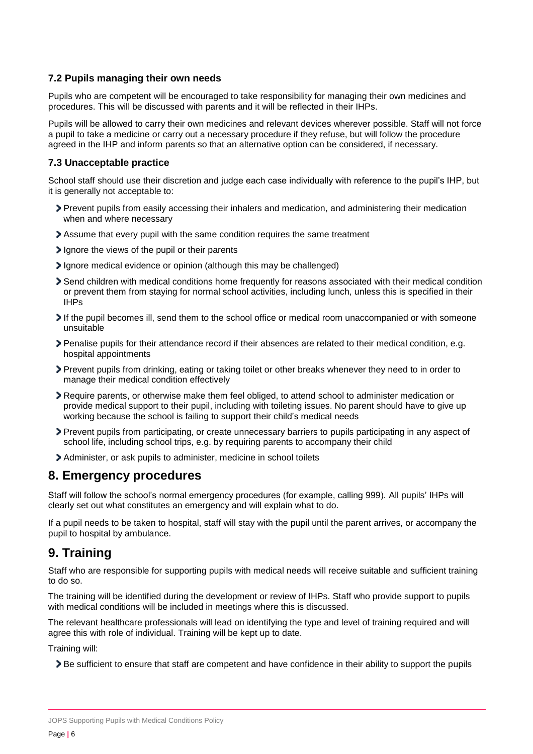### 7.2 Pupils managing their own needs

Pupils who are competent will be encouraged to take responsibility for managing their own medicines and procedures. This will be discussed with parents and it will be reflected in their IHPs.

Pupils will be allowed to carry their own medicines and relevant devices wherever possible. Staff will not force a pupil to take a medicine or carry out a necessary procedure if they refuse, but will follow the procedure agreed in the IHP and inform parents so that an alternative option can be considered, if necessary.

### 7.3 Unacceptable practice

School staff should use their discretion and judge each case individually with reference to the pupil's IHP, but it is generally not acceptable to:

- Prevent pupils from easily accessing their inhalers and medication, and administering their medication when and where necessary
- Assume that every pupil with the same condition requires the same treatment
- Ignore the views of the pupil or their parents
- Ignore medical evidence or opinion (although this may be challenged)
- Send children with medical conditions home frequently for reasons associated with their medical condition or prevent them from staying for normal school activities, including lunch, unless this is specified in their IHPs
- If the pupil becomes ill, send them to the school office or medical room unaccompanied or with someone unsuitable
- Penalise pupils for their attendance record if their absences are related to their medical condition, e.g. hospital appointments
- Prevent pupils from drinking, eating or taking toilet or other breaks whenever they need to in order to manage their medical condition effectively
- Require parents, or otherwise make them feel obliged, to attend school to administer medication or provide medical support to their pupil, including with toileting issues. No parent should have to give up working because the school is failing to support their child's medical needs
- Prevent pupils from participating, or create unnecessary barriers to pupils participating in any aspect of school life, including school trips, e.g. by requiring parents to accompany their child
- Administer, or ask pupils to administer, medicine in school toilets

## 8. Emergency procedures

Staff will follow the school's normal emergency procedures (for example, calling 999). All pupils' IHPs will clearly set out what constitutes an emergency and will explain what to do.

If a pupil needs to be taken to hospital, staff will stay with the pupil until the parent arrives, or accompany the pupil to hospital by ambulance.

## 9. Training

Staff who are responsible for supporting pupils with medical needs will receive suitable and sufficient training to do so.

The training will be identified during the development or review of IHPs. Staff who provide support to pupils with medical conditions will be included in meetings where this is discussed.

The relevant healthcare professionals will lead on identifying the type and level of training required and will agree this with role of individual. Training will be kept up to date.

Training will:

- Be sufficient to ensure that staff are competent and have confidence in their ability to support the pupils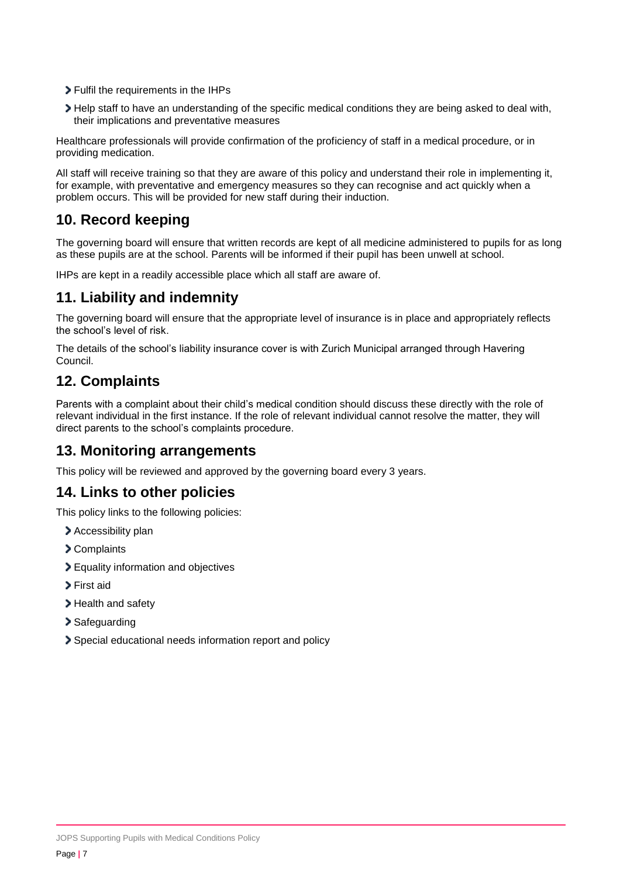- Fulfil the requirements in the IHPs
- Help staff to have an understanding of the specific medical conditions they are being asked to deal with, their implications and preventative measures

Healthcare professionals will provide confirmation of the proficiency of staff in a medical procedure, or in providing medication.

All staff will receive training so that they are aware of this policy and understand their role in implementing it, for example, with preventative and emergency measures so they can recognise and act quickly when a problem occurs. This will be provided for new staff during their induction.

## 10. Record keeping

The governing board will ensure that written records are kept of all medicine administered to pupils for as long as these pupils are at the school. Parents will be informed if their pupil has been unwell at school.

IHPs are kept in a readily accessible place which all staff are aware of.

## 11. Liability and indemnity

The governing board will ensure that the appropriate level of insurance is in place and appropriately reflects the school's level of risk.

The details of the school's liability insurance cover is with Zurich Municipal arranged through Havering Council.

## 12. Complaints

Parents with a complaint about their child's medical condition should discuss these directly with the role of relevant individual in the first instance. If the role of relevant individual cannot resolve the matter, they will direct parents to the school's complaints procedure.

## 13. Monitoring arrangements

This policy will be reviewed and approved by the governing board every 3 years.

## 14. Links to other policies

This policy links to the following policies:

- Accessibility plan
- Complaints
- Equality information and objectives
- First aid
- Health and safety
- Safeguarding
- Special educational needs information report and policy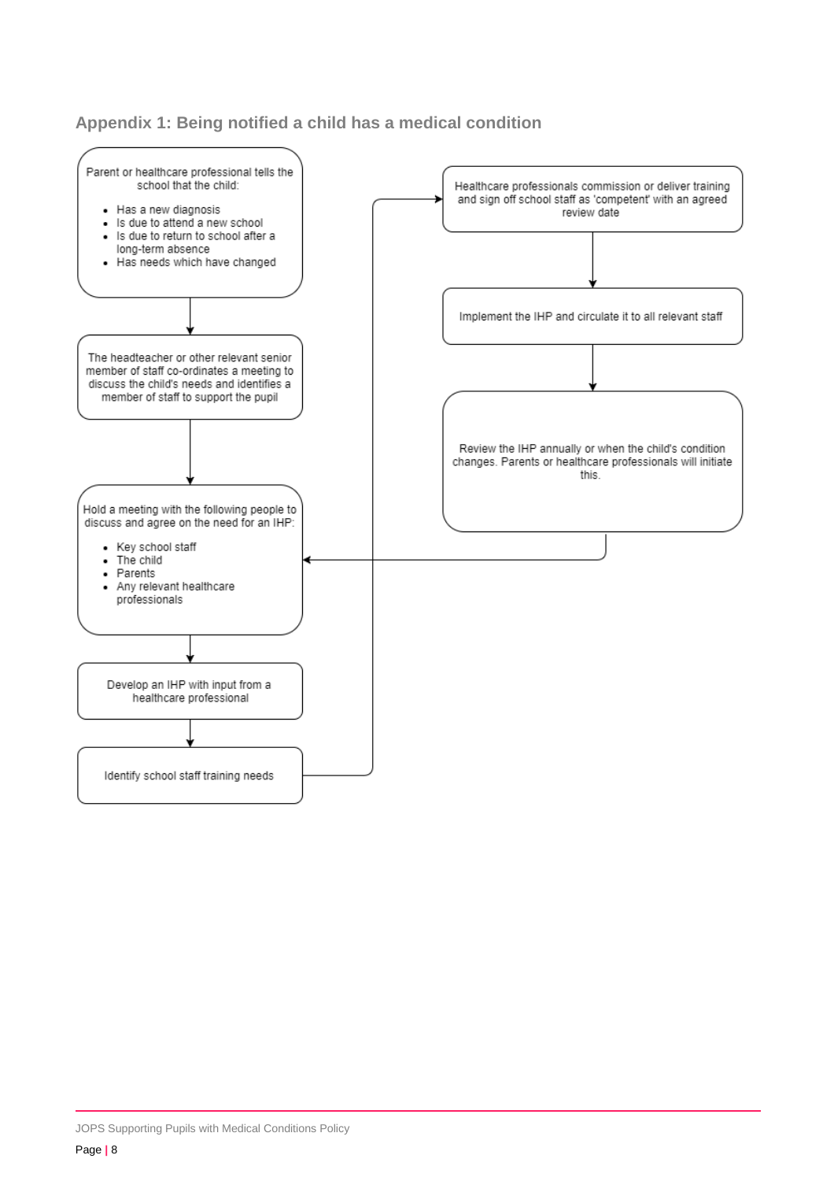## Appendix 1: Being notified a child has a medical condition

Parent or healthcare professional tells the school that the child:

- Has a new diagnosis
- Is due to attend a new school
- Is due to return to school after a long-term absence
- Has needs which have changed

The headteacher or other relevant senior member of staff co-ordinates a meeting to discuss the child's needs and identifies a member of staff to support the pupil

Hold a meeting with the following people to discuss and agree on the need for an IHP:

- Key school staff
- The child
- Parents
- Any relevant healthcare professionals

Develop an IHP with input from a healthcare professional

Identify school staff training needs

Healthcare professionals commission or deliver training and sign off school staff as 'competent' with an agreed review date

Implement the IHP and circulate it to all relevant staff

Review the IHP annually or when the child's condition changes. Parents or healthcare professionals will initiate this.